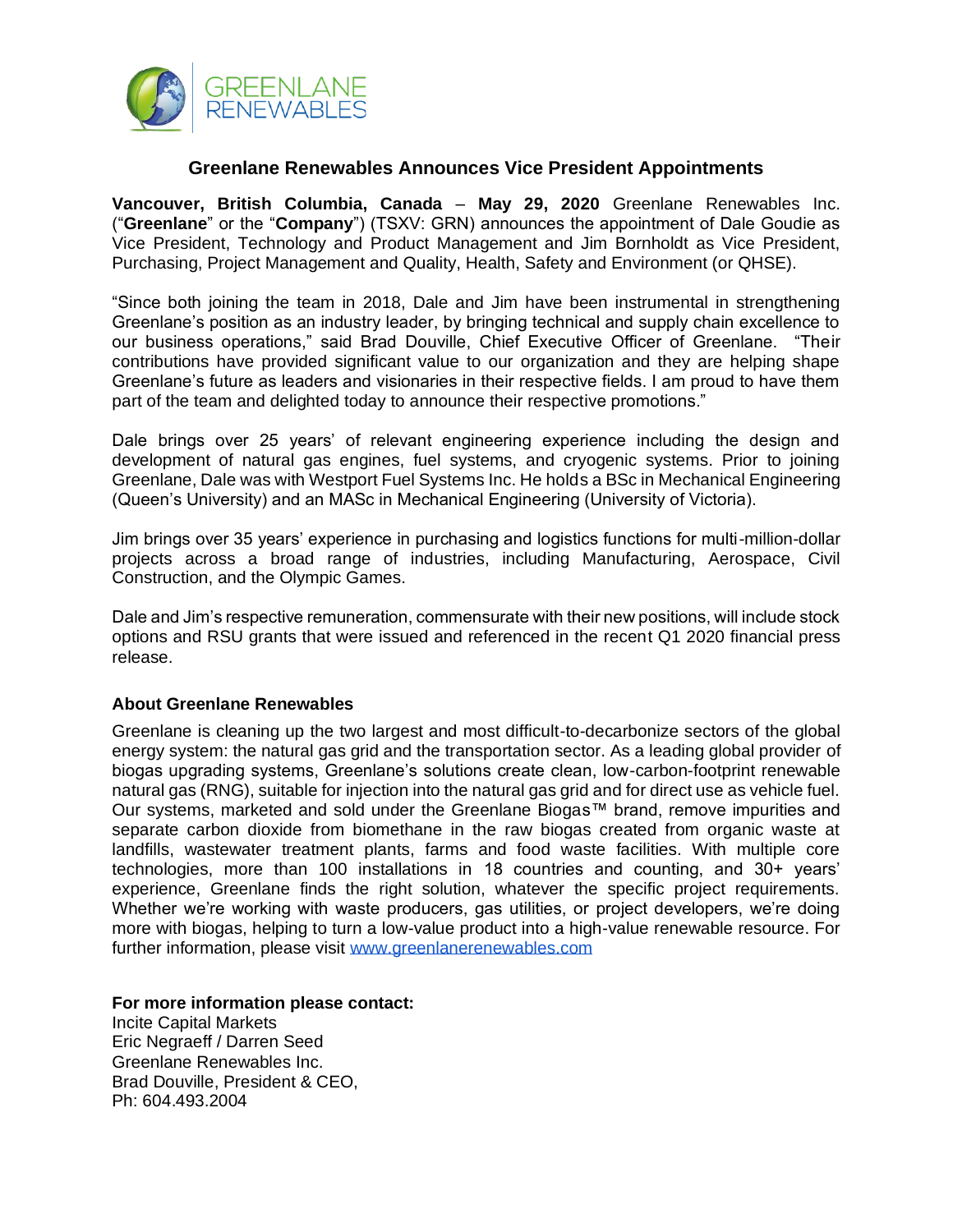# Greenlane Renewables Announces Vice President Appointments

**Vancouver, British Columbia, Canada** – **May 29, 2020** Greenlane Renewables Inc. ("**Greenlane**" or the "**Company**") (TSXV: GRN) announces the appointment of Dale Goudie as Vice President, Technology and Product Management and Jim Bornholdt as Vice President, Purchasing, Project Management and Quality, Health, Safety and Environment (or QHSE).

"Since both joining the team in 2018, Dale and Jim have been instrumental in strengthening Greenlane's position as an industry leader, by bringing technical and supply chain excellence to our business operations," said Brad Douville, Chief Executive Officer of Greenlane. "Their contributions have provided significant value to our organization and they are helping shape Greenlane's future as leaders and visionaries in their respective fields. I am proud to have them part of the team and delighted today to announce their respective promotions."

Dale brings over 25 years' of relevant engineering experience including the design and development of natural gas engines, fuel systems, and cryogenic systems. Prior to joining Greenlane, Dale was with Westport Fuel Systems Inc. He holds a BSc in Mechanical Engineering (Queen's University) and an MASc in Mechanical Engineering (University of Victoria).

Jim brings over 35 years' experience in purchasing and logistics functions for multi-million-dollar projects across a broad range of industries, including Manufacturing, Aerospace, Civil Construction, and the Olympic Games.

Dale and Jim's respective remuneration, commensurate with their new positions, will include stock options and RSU grants that were issued and referenced in the recent Q1 2020 financial press release.

### About Greenlane Renewables

Greenlane is cleaning up the two largest and most difficult-to-decarbonize sectors of the global energy system: the natural gas grid and the transportation sector. As a leading global provider of biogas upgrading systems, Greenlane's solutions create clean, low-carbon-footprint renewable natural gas (RNG), suitable for injection into the natural gas grid and for direct use as vehicle fuel. Our systems, marketed and sold under the Greenlane Biogas™ brand, remove impurities and separate carbon dioxide from biomethane in the raw biogas created from organic waste at landfills, wastewater treatment plants, farms and food waste facilities. With multiple core technologies, more than 100 installations in 18 countries and counting, and 30+ years' experience, Greenlane finds the right solution, whatever the specific project requirements. Whether we're working with waste producers, gas utilities, or project developers, we're doing more with biogas, helping to turn a low-value product into a high-value renewable resource. For further information, please visit www.greenlanerenewables.com

**For more information please contact:**

Incite Capital Markets
Eric Negraeff / Darren Seed
Greenlane Renewables Inc.
Brad Douville, President & CEO,
Ph: 604.493.2004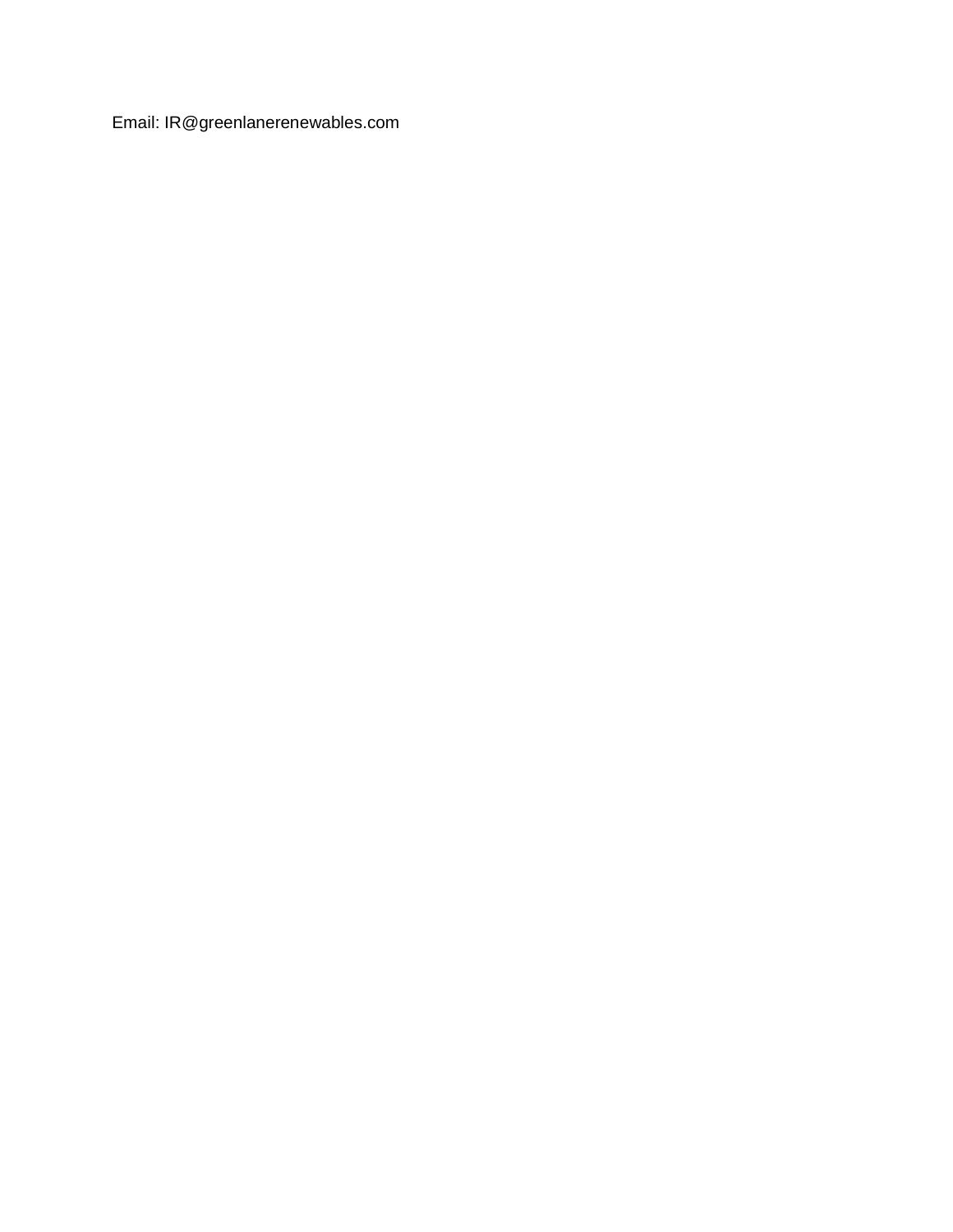Email: IR@greenlanerenewables.com